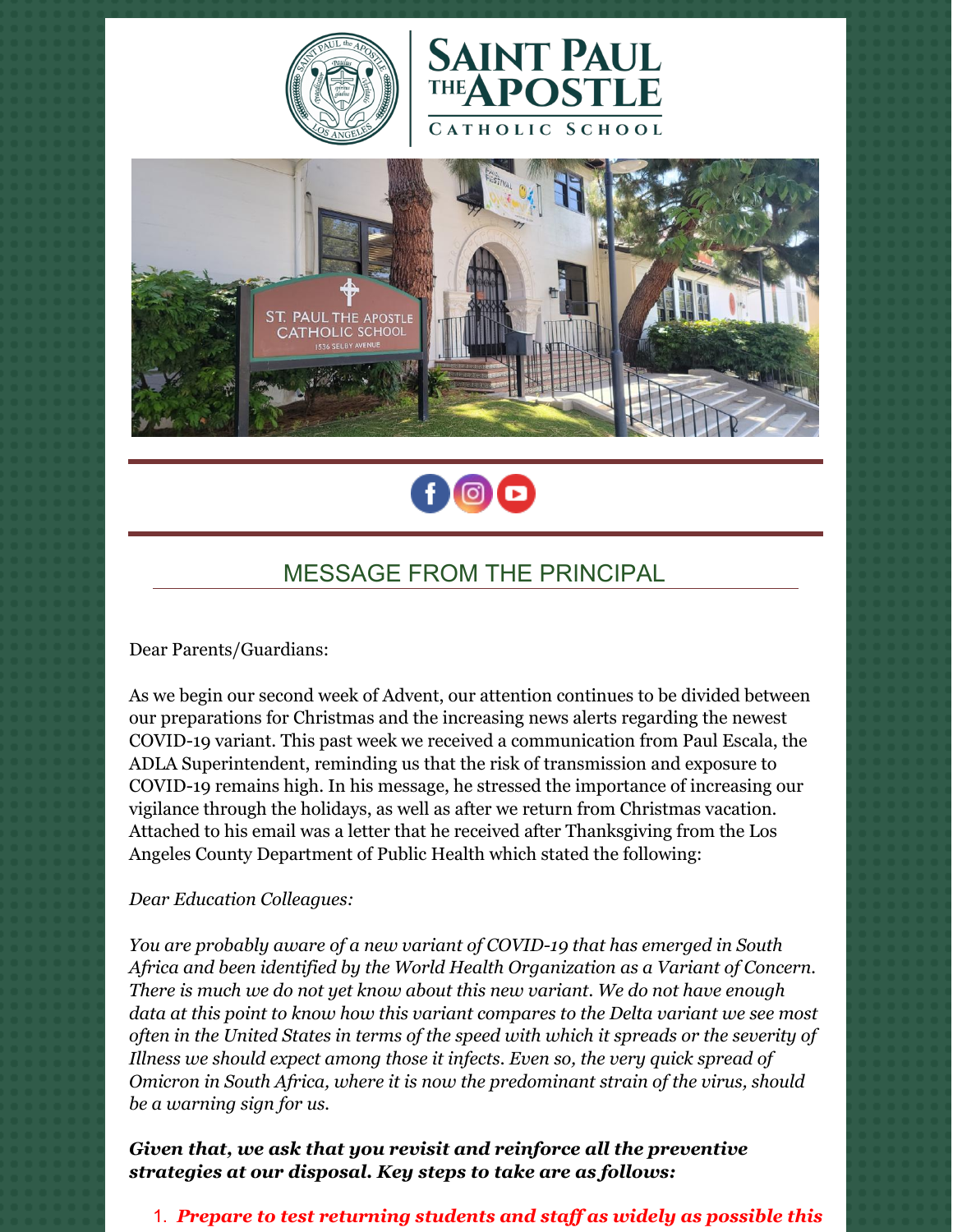# SAINT PAUL THE APOSTLE CATHOLIC SCHOOL

## MESSAGE FROM THE PRINCIPAL

Dear Parents/Guardians:

As we begin our second week of Advent, our attention continues to be divided between our preparations for Christmas and the increasing news alerts regarding the newest COVID-19 variant. This past week we received a communication from Paul Escala, the ADLA Superintendent, reminding us that the risk of transmission and exposure to COVID-19 remains high. In his message, he stressed the importance of increasing our vigilance through the holidays, as well as after we return from Christmas vacation. Attached to his email was a letter that he received after Thanksgiving from the Los Angeles County Department of Public Health which stated the following:

*Dear Education Colleagues:*

*You are probably aware of a new variant of COVID-19 that has emerged in South Africa and been identified by the World Health Organization as a Variant of Concern. There is much we do not yet know about this new variant. We do not have enough data at this point to know how this variant compares to the Delta variant we see most often in the United States in terms of the speed with which it spreads or the severity of Illness we should expect among those it infects. Even so, the very quick spread of Omicron in South Africa, where it is now the predominant strain of the virus, should be a warning sign for us.*

***Given that, we ask that you revisit and reinforce all the preventive strategies at our disposal. Key steps to take are as follows:***

1. ***Prepare to test returning students and staff as widely as possible this***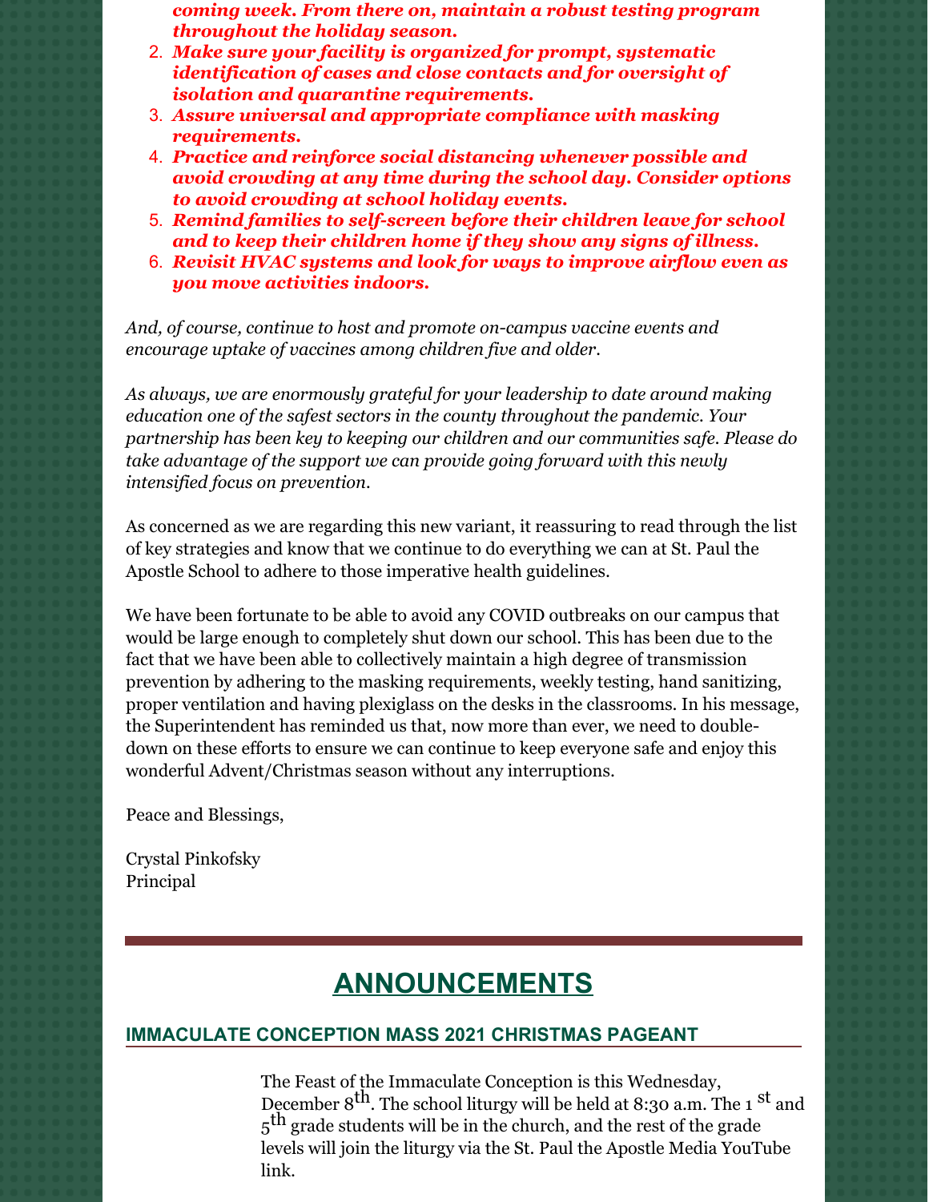***coming week. From there on, maintain a robust testing program throughout the holiday season.***

2. ***Make sure your facility is organized for prompt, systematic identification of cases and close contacts and for oversight of isolation and quarantine requirements.***
3. ***Assure universal and appropriate compliance with masking requirements.***
4. ***Practice and reinforce social distancing whenever possible and avoid crowding at any time during the school day. Consider options to avoid crowding at school holiday events.***
5. ***Remind families to self-screen before their children leave for school and to keep their children home if they show any signs of illness.***
6. ***Revisit HVAC systems and look for ways to improve airflow even as you move activities indoors.***

*And, of course, continue to host and promote on-campus vaccine events and encourage uptake of vaccines among children five and older.*

*As always, we are enormously grateful for your leadership to date around making education one of the safest sectors in the county throughout the pandemic. Your partnership has been key to keeping our children and our communities safe. Please do take advantage of the support we can provide going forward with this newly intensified focus on prevention.*

As concerned as we are regarding this new variant, it reassuring to read through the list of key strategies and know that we continue to do everything we can at St. Paul the Apostle School to adhere to those imperative health guidelines.

We have been fortunate to be able to avoid any COVID outbreaks on our campus that would be large enough to completely shut down our school. This has been due to the fact that we have been able to collectively maintain a high degree of transmission prevention by adhering to the masking requirements, weekly testing, hand sanitizing, proper ventilation and having plexiglass on the desks in the classrooms. In his message, the Superintendent has reminded us that, now more than ever, we need to double-down on these efforts to ensure we can continue to keep everyone safe and enjoy this wonderful Advent/Christmas season without any interruptions.

Peace and Blessings,

Crystal Pinkofsky
Principal

# ANNOUNCEMENTS

## IMMACULATE CONCEPTION MASS 2021 CHRISTMAS PAGEANT

The Feast of the Immaculate Conception is this Wednesday, December 8th. The school liturgy will be held at 8:30 a.m. The 1st and 5th grade students will be in the church, and the rest of the grade levels will join the liturgy via the St. Paul the Apostle Media YouTube link.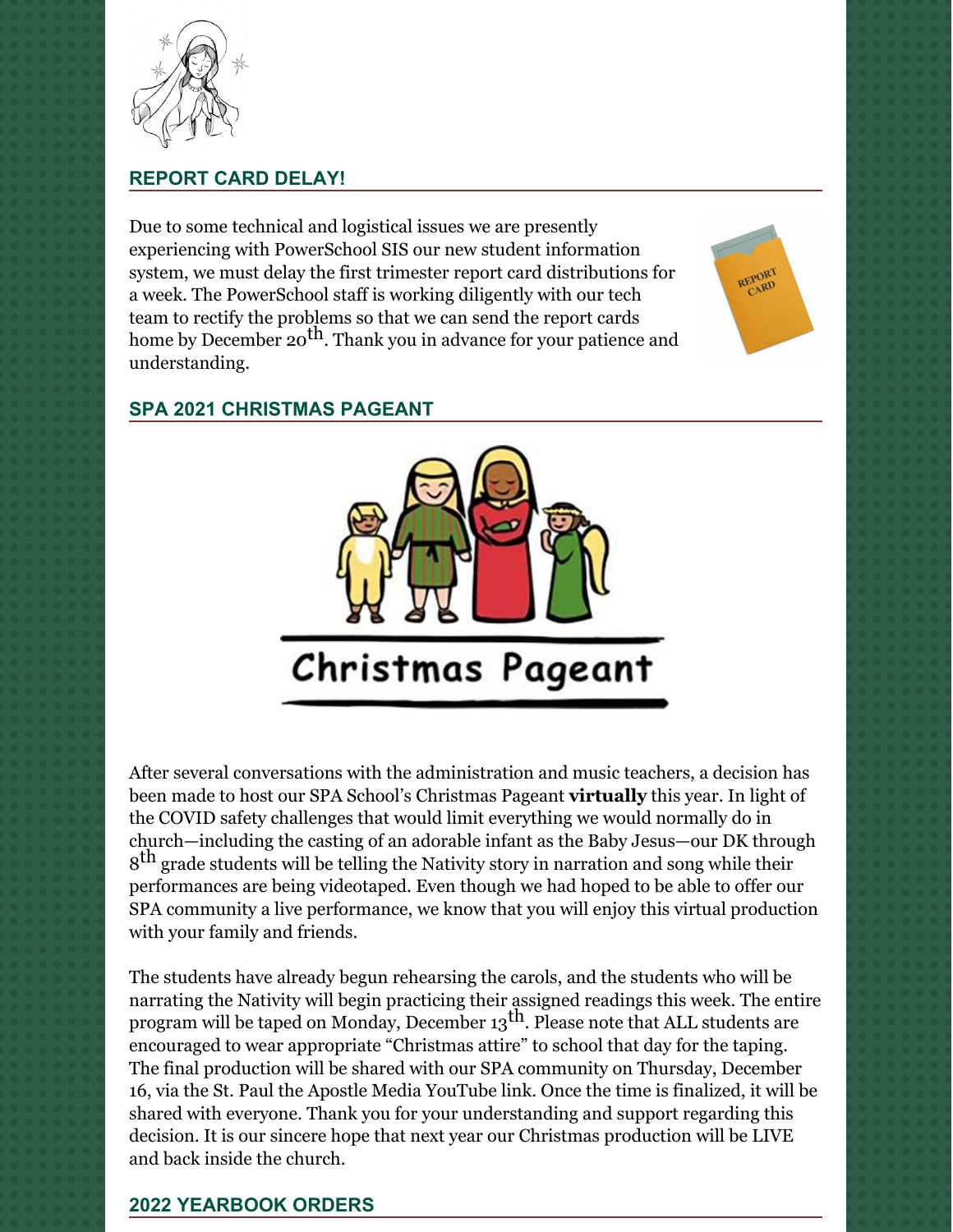## REPORT CARD DELAY!

Due to some technical and logistical issues we are presently experiencing with PowerSchool SIS our new student information system, we must delay the first trimester report card distributions for a week. The PowerSchool staff is working diligently with our tech team to rectify the problems so that we can send the report cards home by December 20th. Thank you in advance for your patience and understanding.

## SPA 2021 CHRISTMAS PAGEANT

After several conversations with the administration and music teachers, a decision has been made to host our SPA School's Christmas Pageant **virtually** this year. In light of the COVID safety challenges that would limit everything we would normally do in church—including the casting of an adorable infant as the Baby Jesus—our DK through 8th grade students will be telling the Nativity story in narration and song while their performances are being videotaped. Even though we had hoped to be able to offer our SPA community a live performance, we know that you will enjoy this virtual production with your family and friends.

The students have already begun rehearsing the carols, and the students who will be narrating the Nativity will begin practicing their assigned readings this week. The entire program will be taped on Monday, December 13th. Please note that ALL students are encouraged to wear appropriate "Christmas attire" to school that day for the taping. The final production will be shared with our SPA community on Thursday, December 16, via the St. Paul the Apostle Media YouTube link. Once the time is finalized, it will be shared with everyone. Thank you for your understanding and support regarding this decision. It is our sincere hope that next year our Christmas production will be LIVE and back inside the church.

## 2022 YEARBOOK ORDERS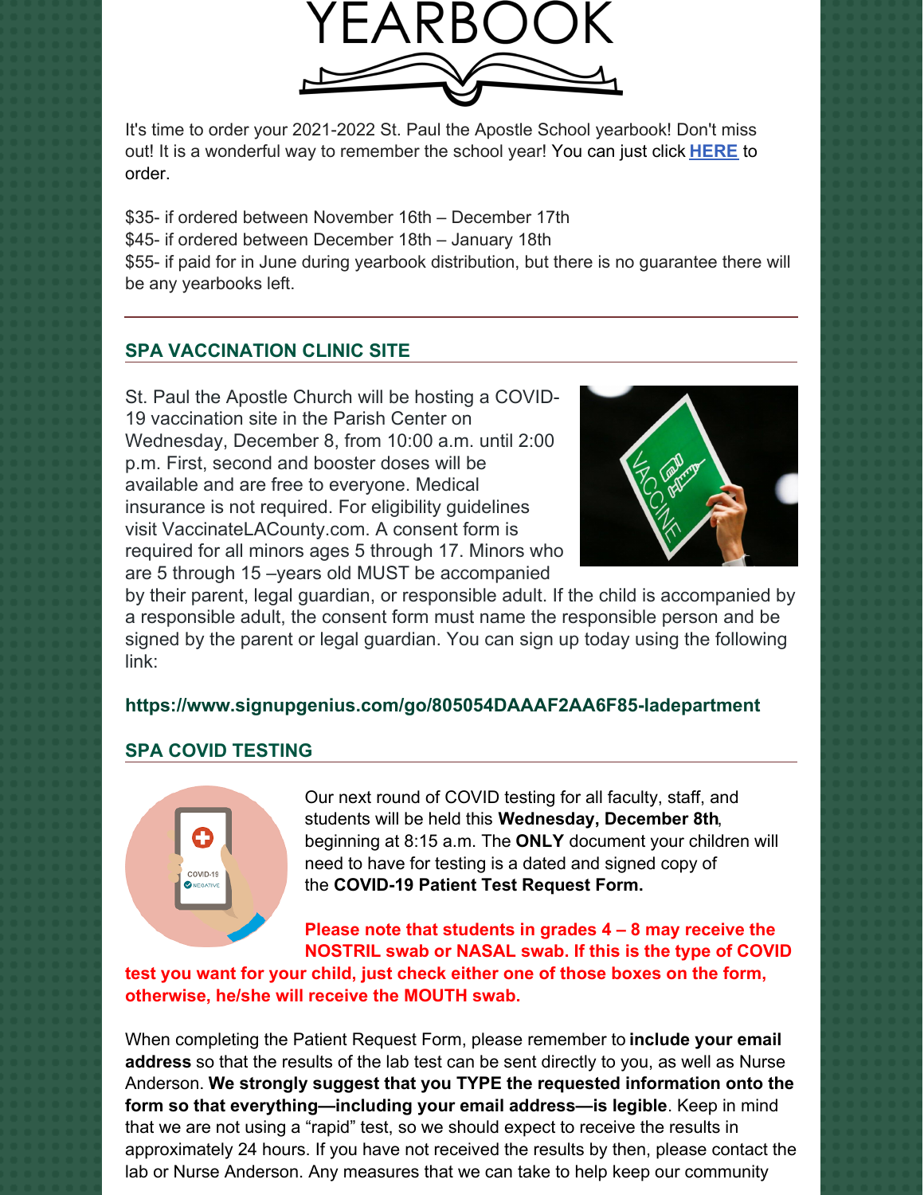# YEARBOOK

It's time to order your 2021-2022 St. Paul the Apostle School yearbook! Don't miss out! It is a wonderful way to remember the school year! You can just click **HERE** to order.

$35- if ordered between November 16th – December 17th
$45- if ordered between December 18th – January 18th
$55- if paid for in June during yearbook distribution, but there is no guarantee there will be any yearbooks left.

## SPA VACCINATION CLINIC SITE

St. Paul the Apostle Church will be hosting a COVID-19 vaccination site in the Parish Center on Wednesday, December 8, from 10:00 a.m. until 2:00 p.m. First, second and booster doses will be available and are free to everyone. Medical insurance is not required. For eligibility guidelines visit VaccinateLACounty.com. A consent form is required for all minors ages 5 through 17. Minors who are 5 through 15 –years old MUST be accompanied by their parent, legal guardian, or responsible adult. If the child is accompanied by a responsible adult, the consent form must name the responsible person and be signed by the parent or legal guardian. You can sign up today using the following link:

**https://www.signupgenius.com/go/805054DAAAF2AA6F85-ladepartment**

## SPA COVID TESTING

Our next round of COVID testing for all faculty, staff, and students will be held this **Wednesday, December 8th**, beginning at 8:15 a.m. The **ONLY** document your children will need to have for testing is a dated and signed copy of the **COVID-19 Patient Test Request Form.**

**Please note that students in grades 4 – 8 may receive the NOSTRIL swab or NASAL swab. If this is the type of COVID test you want for your child, just check either one of those boxes on the form, otherwise, he/she will receive the MOUTH swab.**

When completing the Patient Request Form, please remember to **include your email address** so that the results of the lab test can be sent directly to you, as well as Nurse Anderson. **We strongly suggest that you TYPE the requested information onto the form so that everything—including your email address—is legible**. Keep in mind that we are not using a "rapid" test, so we should expect to receive the results in approximately 24 hours. If you have not received the results by then, please contact the lab or Nurse Anderson. Any measures that we can take to help keep our community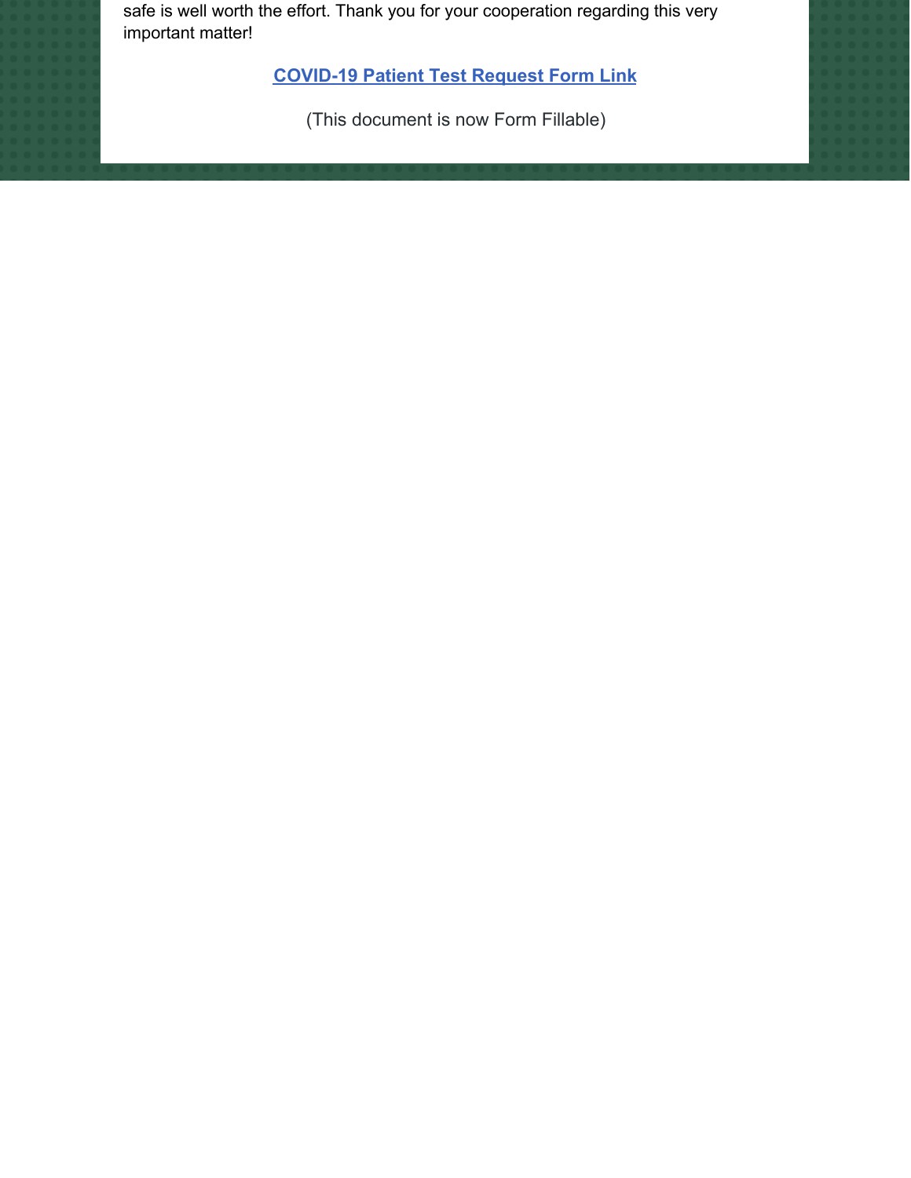safe is well worth the effort. Thank you for your cooperation regarding this very important matter!

**COVID-19 Patient Test Request Form Link**

(This document is now Form Fillable)